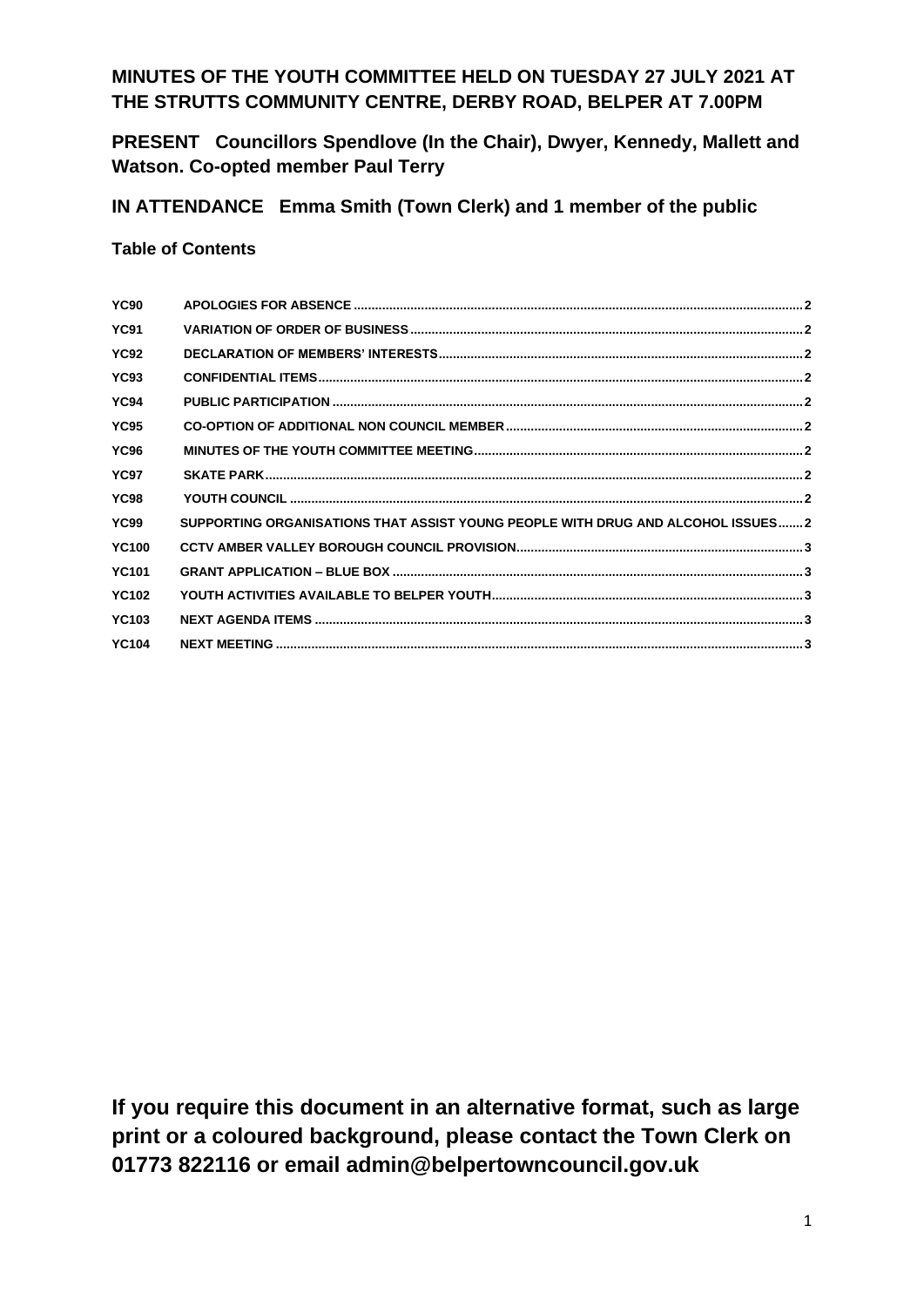**MINUTES OF THE YOUTH COMMITTEE HELD ON TUESDAY 27 JULY 2021 AT THE STRUTTS COMMUNITY CENTRE, DERBY ROAD, BELPER AT 7.00PM**

**PRESENT** **Councillors Spendlove (In the Chair), Dwyer, Kennedy, Mallett and Watson. Co-opted member Paul Terry**

**IN ATTENDANCE** **Emma Smith (Town Clerk) and 1 member of the public**

**Table of Contents**

| | | |
|---|---|---|
| YC90 | APOLOGIES FOR ABSENCE | 2 |
| YC91 | VARIATION OF ORDER OF BUSINESS | 2 |
| YC92 | DECLARATION OF MEMBERS' INTERESTS | 2 |
| YC93 | CONFIDENTIAL ITEMS | 2 |
| YC94 | PUBLIC PARTICIPATION | 2 |
| YC95 | CO-OPTION OF ADDITIONAL NON COUNCIL MEMBER | 2 |
| YC96 | MINUTES OF THE YOUTH COMMITTEE MEETING | 2 |
| YC97 | SKATE PARK | 2 |
| YC98 | YOUTH COUNCIL | 2 |
| YC99 | SUPPORTING ORGANISATIONS THAT ASSIST YOUNG PEOPLE WITH DRUG AND ALCOHOL ISSUES | 2 |
| YC100 | CCTV AMBER VALLEY BOROUGH COUNCIL PROVISION | 3 |
| YC101 | GRANT APPLICATION – BLUE BOX | 3 |
| YC102 | YOUTH ACTIVITIES AVAILABLE TO BELPER YOUTH | 3 |
| YC103 | NEXT AGENDA ITEMS | 3 |
| YC104 | NEXT MEETING | 3 |

**If you require this document in an alternative format, such as large print or a coloured background, please contact the Town Clerk on 01773 822116 or email admin@belpertowncouncil.gov.uk**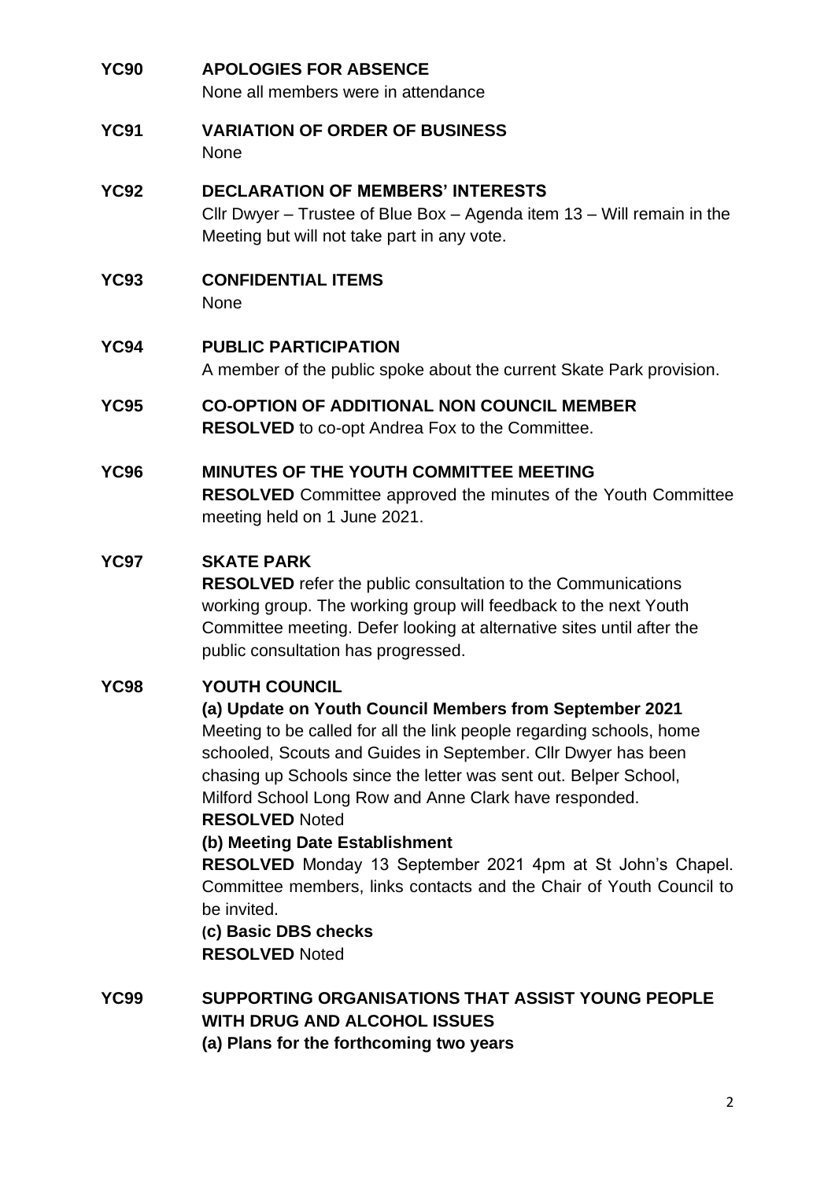**YC90 APOLOGIES FOR ABSENCE**

None all members were in attendance

**YC91 VARIATION OF ORDER OF BUSINESS**

None

**YC92 DECLARATION OF MEMBERS' INTERESTS**

Cllr Dwyer – Trustee of Blue Box – Agenda item 13 – Will remain in the Meeting but will not take part in any vote.

**YC93 CONFIDENTIAL ITEMS**

None

**YC94 PUBLIC PARTICIPATION**

A member of the public spoke about the current Skate Park provision.

**YC95 CO-OPTION OF ADDITIONAL NON COUNCIL MEMBER**

**RESOLVED** to co-opt Andrea Fox to the Committee.

**YC96 MINUTES OF THE YOUTH COMMITTEE MEETING**

**RESOLVED** Committee approved the minutes of the Youth Committee meeting held on 1 June 2021.

**YC97 SKATE PARK**

**RESOLVED** refer the public consultation to the Communications working group. The working group will feedback to the next Youth Committee meeting. Defer looking at alternative sites until after the public consultation has progressed.

**YC98 YOUTH COUNCIL**

**(a) Update on Youth Council Members from September 2021**

Meeting to be called for all the link people regarding schools, home schooled, Scouts and Guides in September. Cllr Dwyer has been chasing up Schools since the letter was sent out. Belper School, Milford School Long Row and Anne Clark have responded.

**RESOLVED** Noted

**(b) Meeting Date Establishment**

**RESOLVED** Monday 13 September 2021 4pm at St John's Chapel. Committee members, links contacts and the Chair of Youth Council to be invited.

**(c) Basic DBS checks**

**RESOLVED** Noted

**YC99 SUPPORTING ORGANISATIONS THAT ASSIST YOUNG PEOPLE WITH DRUG AND ALCOHOL ISSUES**

**(a) Plans for the forthcoming two years**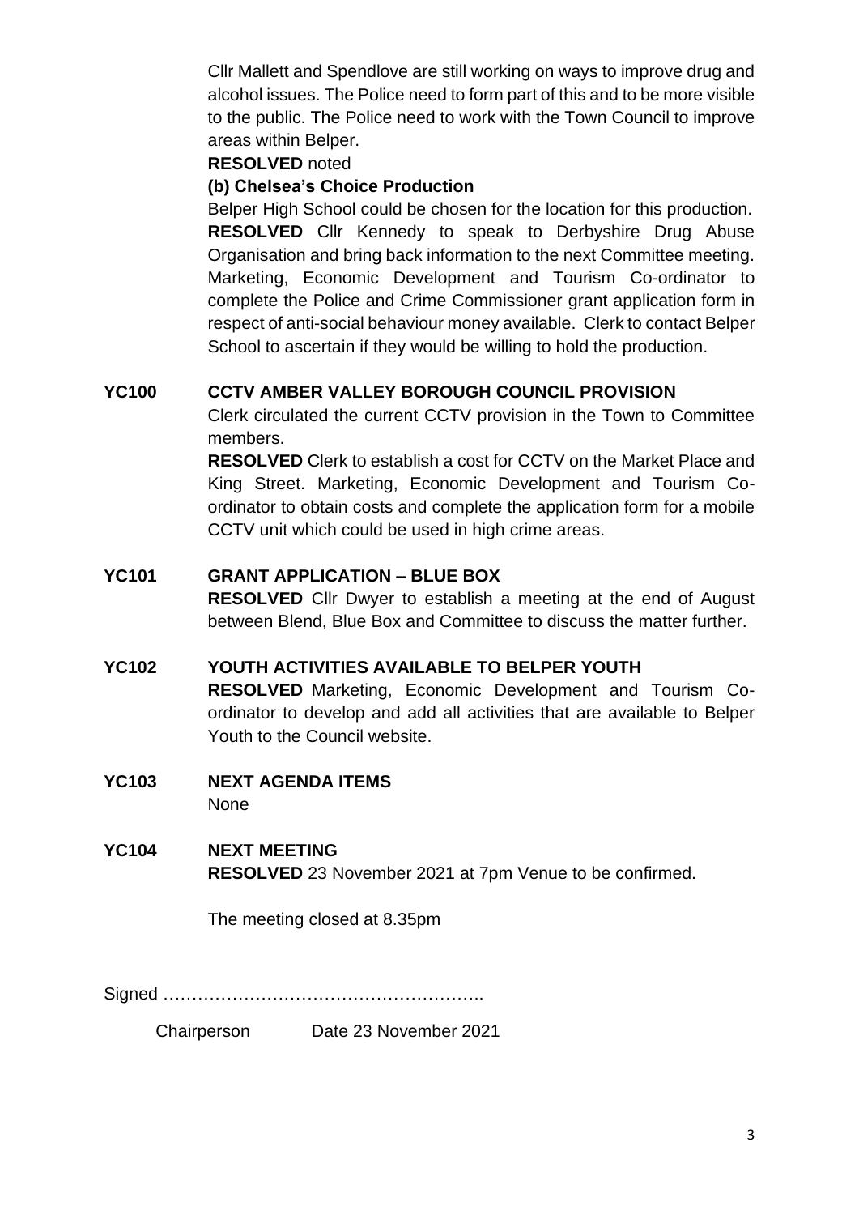Cllr Mallett and Spendlove are still working on ways to improve drug and alcohol issues. The Police need to form part of this and to be more visible to the public. The Police need to work with the Town Council to improve areas within Belper.

**RESOLVED** noted

**(b) Chelsea's Choice Production**

Belper High School could be chosen for the location for this production. **RESOLVED** Cllr Kennedy to speak to Derbyshire Drug Abuse Organisation and bring back information to the next Committee meeting. Marketing, Economic Development and Tourism Co-ordinator to complete the Police and Crime Commissioner grant application form in respect of anti-social behaviour money available. Clerk to contact Belper School to ascertain if they would be willing to hold the production.

**YC100 CCTV AMBER VALLEY BOROUGH COUNCIL PROVISION**

Clerk circulated the current CCTV provision in the Town to Committee members.

**RESOLVED** Clerk to establish a cost for CCTV on the Market Place and King Street. Marketing, Economic Development and Tourism Co-ordinator to obtain costs and complete the application form for a mobile CCTV unit which could be used in high crime areas.

**YC101 GRANT APPLICATION – BLUE BOX**

**RESOLVED** Cllr Dwyer to establish a meeting at the end of August between Blend, Blue Box and Committee to discuss the matter further.

**YC102 YOUTH ACTIVITIES AVAILABLE TO BELPER YOUTH**

**RESOLVED** Marketing, Economic Development and Tourism Co-ordinator to develop and add all activities that are available to Belper Youth to the Council website.

**YC103 NEXT AGENDA ITEMS**

None

**YC104 NEXT MEETING**

**RESOLVED** 23 November 2021 at 7pm Venue to be confirmed.

The meeting closed at 8.35pm

Signed ………………………………………………..

Chairperson Date 23 November 2021